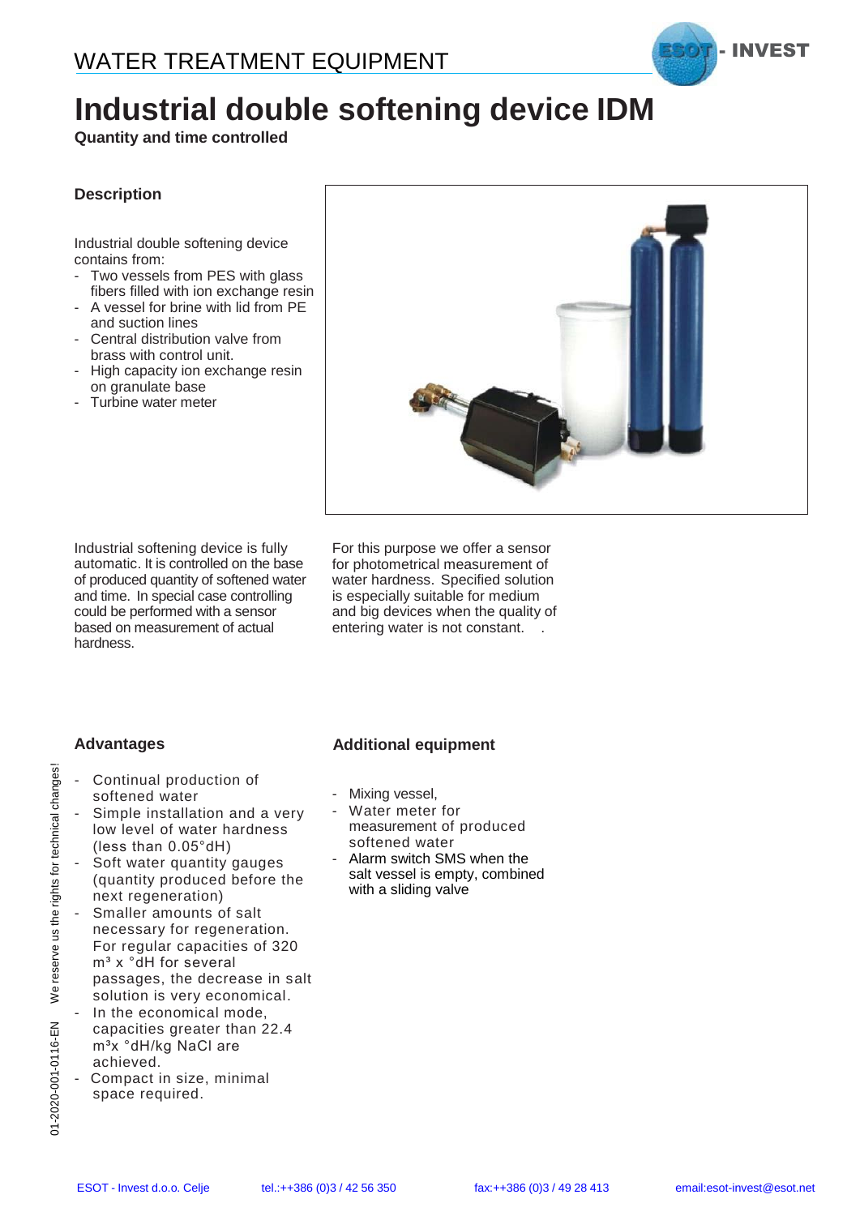WATER TREATMENT EQUIPMENT

ESOT - INVEST

# Industrial double softening device IDM

**Quantity and time controlled**

## Description

Industrial double softening device contains from:

- Two vessels from PES with glass fibers filled with ion exchange resin
- A vessel for brine with lid from PE and suction lines
- Central distribution valve from brass with control unit.
- High capacity ion exchange resin on granulate base
- Turbine water meter

Industrial softening device is fully automatic. It is controlled on the base of produced quantity of softened water and time. In special case controlling could be performed with a sensor based on measurement of actual hardness.

For this purpose we offer a sensor for photometrical measurement of water hardness. Specified solution is especially suitable for medium and big devices when the quality of entering water is not constant.

## Advantages

- Continual production of softened water
- Simple installation and a very low level of water hardness (less than 0.05°dH)
- Soft water quantity gauges (quantity produced before the next regeneration)
- Smaller amounts of salt necessary for regeneration. For regular capacities of 320 m³ x °dH for several passages, the decrease in salt solution is very economical.
- In the economical mode, capacities greater than 22.4 m³x °dH/kg NaCl are achieved.
- Compact in size, minimal space required.

## Additional equipment

- Mixing vessel,
- Water meter for measurement of produced softened water
- Alarm switch SMS when the salt vessel is empty, combined with a sliding valve

01-2020-001-0116-EN We reserve us the rights for technical changes!

ESOT - Invest d.o.o. Celje tel.:++386 (0)3 / 42 56 350 fax:++386 (0)3 / 49 28 413 email:esot-invest@esot.net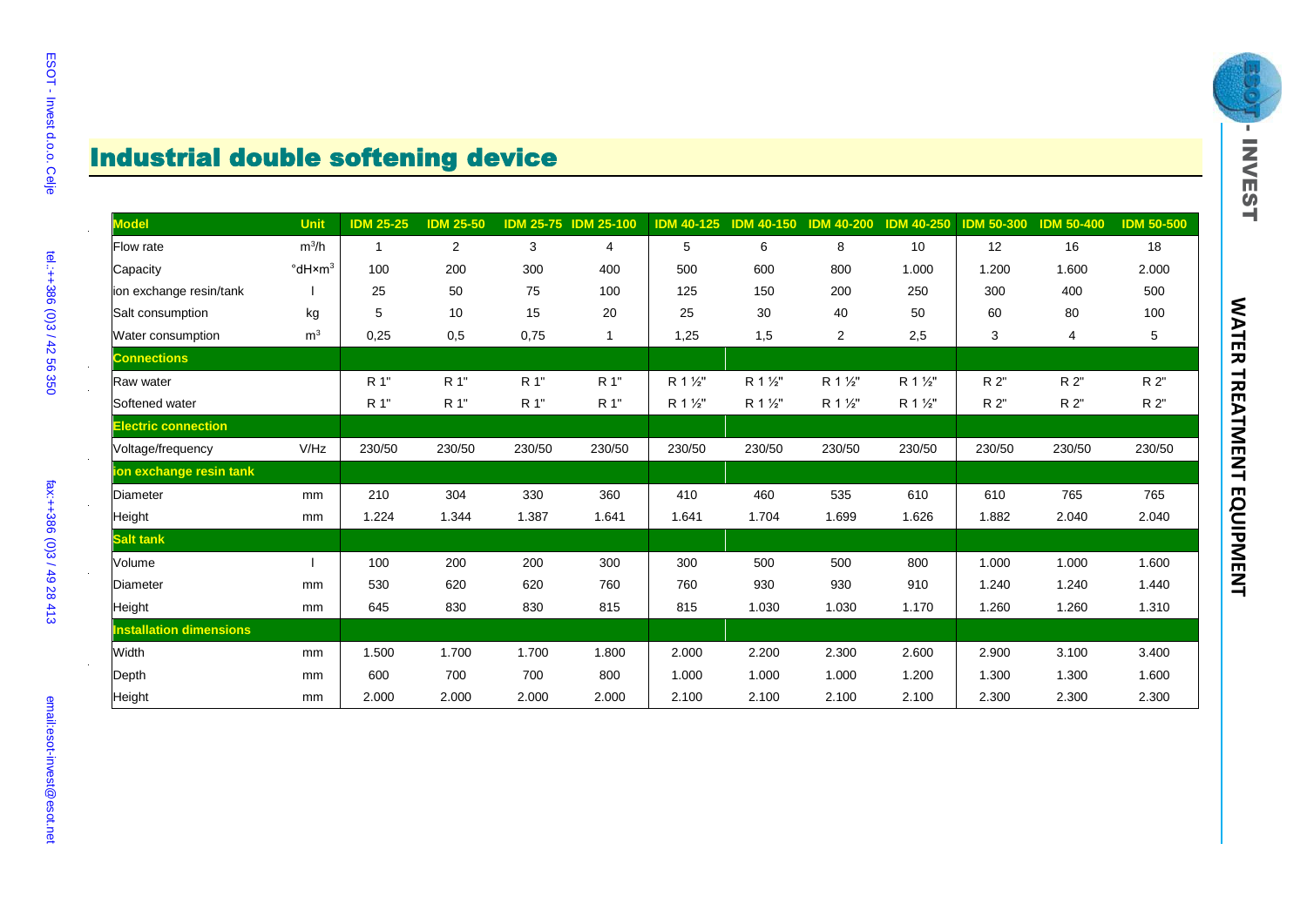## Industrial double softening device

| Model | Unit | IDM 25-25 | IDM 25-50 | IDM 25-75 | IDM 25-100 | IDM 40-125 | IDM 40-150 | IDM 40-200 | IDM 40-250 | IDM 50-300 | IDM 50-400 | IDM 50-500 |
|---|---|---|---|---|---|---|---|---|---|---|---|---|
| Flow rate | $m^3/h$ | 1 | 2 | 3 | 4 | 5 | 6 | 8 | 10 | 12 | 16 | 18 |
| Capacity | °dH×$m^3$ | 100 | 200 | 300 | 400 | 500 | 600 | 800 | 1.000 | 1.200 | 1.600 | 2.000 |
| ion exchange resin/tank | l | 25 | 50 | 75 | 100 | 125 | 150 | 200 | 250 | 300 | 400 | 500 |
| Salt consumption | kg | 5 | 10 | 15 | 20 | 25 | 30 | 40 | 50 | 60 | 80 | 100 |
| Water consumption | $m^3$ | 0,25 | 0,5 | 0,75 | 1 | 1,25 | 1,5 | 2 | 2,5 | 3 | 4 | 5 |
| **Connections** | | | | | | | | | | | | |
| Raw water | | R 1" | R 1" | R 1" | R 1" | R 1 ½" | R 1 ½" | R 1 ½" | R 1 ½" | R 2" | R 2" | R 2" |
| Softened water | | R 1" | R 1" | R 1" | R 1" | R 1 ½" | R 1 ½" | R 1 ½" | R 1 ½" | R 2" | R 2" | R 2" |
| **Electric connection** | | | | | | | | | | | | |
| Voltage/frequency | V/Hz | 230/50 | 230/50 | 230/50 | 230/50 | 230/50 | 230/50 | 230/50 | 230/50 | 230/50 | 230/50 | 230/50 |
| **ion exchange resin tank** | | | | | | | | | | | | |
| Diameter | mm | 210 | 304 | 330 | 360 | 410 | 460 | 535 | 610 | 610 | 765 | 765 |
| Height | mm | 1.224 | 1.344 | 1.387 | 1.641 | 1.641 | 1.704 | 1.699 | 1.626 | 1.882 | 2.040 | 2.040 |
| **Salt tank** | | | | | | | | | | | | |
| Volume | l | 100 | 200 | 200 | 300 | 300 | 500 | 500 | 800 | 1.000 | 1.000 | 1.600 |
| Diameter | mm | 530 | 620 | 620 | 760 | 760 | 930 | 930 | 910 | 1.240 | 1.240 | 1.440 |
| Height | mm | 645 | 830 | 830 | 815 | 815 | 1.030 | 1.030 | 1.170 | 1.260 | 1.260 | 1.310 |
| **Installation dimensions** | | | | | | | | | | | | |
| Width | mm | 1.500 | 1.700 | 1.700 | 1.800 | 2.000 | 2.200 | 2.300 | 2.600 | 2.900 | 3.100 | 3.400 |
| Depth | mm | 600 | 700 | 700 | 800 | 1.000 | 1.000 | 1.000 | 1.200 | 1.300 | 1.300 | 1.600 |
| Height | mm | 2.000 | 2.000 | 2.000 | 2.000 | 2.100 | 2.100 | 2.100 | 2.100 | 2.300 | 2.300 | 2.300 |